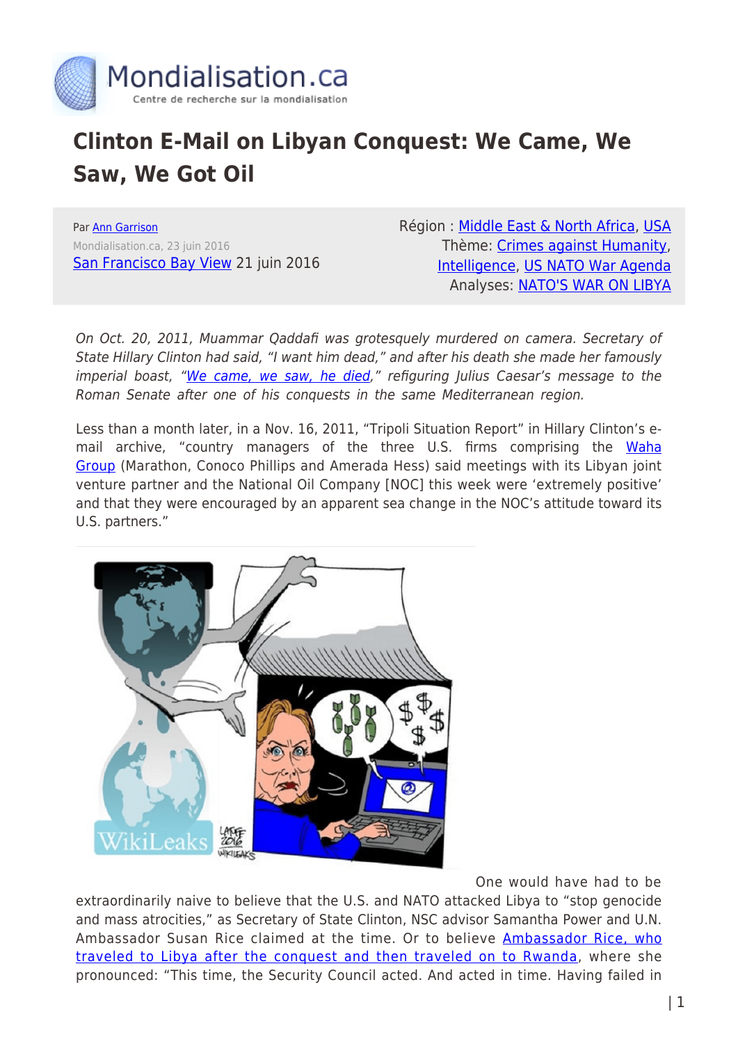# Clinton E-Mail on Libyan Conquest: We Came, We Saw, We Got Oil

Par Ann Garrison
Mondialisation.ca, 23 juin 2016
San Francisco Bay View 21 juin 2016

Région : Middle East & North Africa, USA
Thème: Crimes against Humanity, Intelligence, US NATO War Agenda
Analyses: NATO'S WAR ON LIBYA

*On Oct. 20, 2011, Muammar Qaddafi was grotesquely murdered on camera. Secretary of State Hillary Clinton had said, "I want him dead," and after his death she made her famously imperial boast, "We came, we saw, he died," refiguring Julius Caesar's message to the Roman Senate after one of his conquests in the same Mediterranean region.*

Less than a month later, in a Nov. 16, 2011, "Tripoli Situation Report" in Hillary Clinton's e-mail archive, "country managers of the three U.S. firms comprising the Waha Group (Marathon, Conoco Phillips and Amerada Hess) said meetings with its Libyan joint venture partner and the National Oil Company [NOC] this week were 'extremely positive' and that they were encouraged by an apparent sea change in the NOC's attitude toward its U.S. partners."

One would have had to be extraordinarily naive to believe that the U.S. and NATO attacked Libya to "stop genocide and mass atrocities," as Secretary of State Clinton, NSC advisor Samantha Power and U.N. Ambassador Susan Rice claimed at the time. Or to believe Ambassador Rice, who traveled to Libya after the conquest and then traveled on to Rwanda, where she pronounced: "This time, the Security Council acted. And acted in time. Having failed in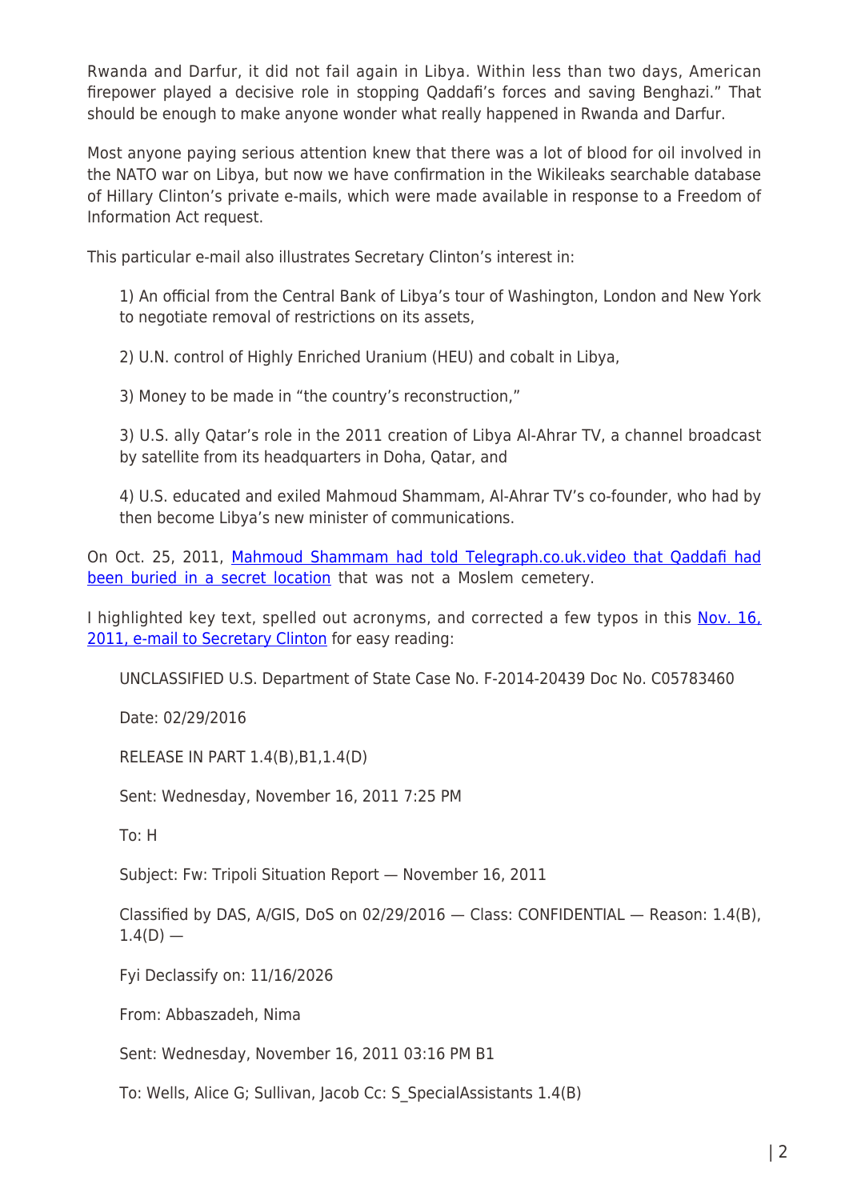Rwanda and Darfur, it did not fail again in Libya. Within less than two days, American firepower played a decisive role in stopping Qaddafi's forces and saving Benghazi." That should be enough to make anyone wonder what really happened in Rwanda and Darfur.

Most anyone paying serious attention knew that there was a lot of blood for oil involved in the NATO war on Libya, but now we have confirmation in the Wikileaks searchable database of Hillary Clinton's private e-mails, which were made available in response to a Freedom of Information Act request.

This particular e-mail also illustrates Secretary Clinton's interest in:

> 1) An official from the Central Bank of Libya's tour of Washington, London and New York to negotiate removal of restrictions on its assets,
>
> 2) U.N. control of Highly Enriched Uranium (HEU) and cobalt in Libya,
>
> 3) Money to be made in "the country's reconstruction,"
>
> 3) U.S. ally Qatar's role in the 2011 creation of Libya Al-Ahrar TV, a channel broadcast by satellite from its headquarters in Doha, Qatar, and
>
> 4) U.S. educated and exiled Mahmoud Shammam, Al-Ahrar TV's co-founder, who had by then become Libya's new minister of communications.

On Oct. 25, 2011, [Mahmoud Shammam had told Telegraph.co.uk.video that Qaddafi had been buried in a secret location]() that was not a Moslem cemetery.

I highlighted key text, spelled out acronyms, and corrected a few typos in this [Nov. 16, 2011, e-mail to Secretary Clinton]() for easy reading:

> UNCLASSIFIED U.S. Department of State Case No. F-2014-20439 Doc No. C05783460
>
> Date: 02/29/2016
>
> RELEASE IN PART 1.4(B),B1,1.4(D)
>
> Sent: Wednesday, November 16, 2011 7:25 PM
>
> To: H
>
> Subject: Fw: Tripoli Situation Report — November 16, 2011
>
> Classified by DAS, A/GIS, DoS on 02/29/2016 — Class: CONFIDENTIAL — Reason: 1.4(B), 1.4(D) —
>
> Fyi Declassify on: 11/16/2026
>
> From: Abbaszadeh, Nima
>
> Sent: Wednesday, November 16, 2011 03:16 PM B1
>
> To: Wells, Alice G; Sullivan, Jacob Cc: S_SpecialAssistants 1.4(B)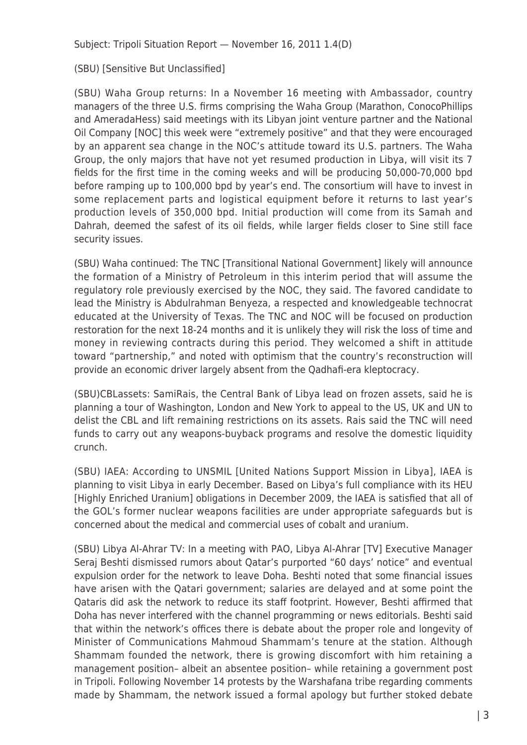Subject: Tripoli Situation Report — November 16, 2011 1.4(D)

(SBU) [Sensitive But Unclassified]

(SBU) Waha Group returns: In a November 16 meeting with Ambassador, country managers of the three U.S. firms comprising the Waha Group (Marathon, ConocoPhillips and AmeradaHess) said meetings with its Libyan joint venture partner and the National Oil Company [NOC] this week were "extremely positive" and that they were encouraged by an apparent sea change in the NOC's attitude toward its U.S. partners. The Waha Group, the only majors that have not yet resumed production in Libya, will visit its 7 fields for the first time in the coming weeks and will be producing 50,000-70,000 bpd before ramping up to 100,000 bpd by year's end. The consortium will have to invest in some replacement parts and logistical equipment before it returns to last year's production levels of 350,000 bpd. Initial production will come from its Samah and Dahrah, deemed the safest of its oil fields, while larger fields closer to Sine still face security issues.

(SBU) Waha continued: The TNC [Transitional National Government] likely will announce the formation of a Ministry of Petroleum in this interim period that will assume the regulatory role previously exercised by the NOC, they said. The favored candidate to lead the Ministry is Abdulrahman Benyeza, a respected and knowledgeable technocrat educated at the University of Texas. The TNC and NOC will be focused on production restoration for the next 18-24 months and it is unlikely they will risk the loss of time and money in reviewing contracts during this period. They welcomed a shift in attitude toward "partnership," and noted with optimism that the country's reconstruction will provide an economic driver largely absent from the Qadhafi-era kleptocracy.

(SBU)CBLassets: SamiRais, the Central Bank of Libya lead on frozen assets, said he is planning a tour of Washington, London and New York to appeal to the US, UK and UN to delist the CBL and lift remaining restrictions on its assets. Rais said the TNC will need funds to carry out any weapons-buyback programs and resolve the domestic liquidity crunch.

(SBU) IAEA: According to UNSMIL [United Nations Support Mission in Libya], IAEA is planning to visit Libya in early December. Based on Libya's full compliance with its HEU [Highly Enriched Uranium] obligations in December 2009, the IAEA is satisfied that all of the GOL's former nuclear weapons facilities are under appropriate safeguards but is concerned about the medical and commercial uses of cobalt and uranium.

(SBU) Libya Al-Ahrar TV: In a meeting with PAO, Libya Al-Ahrar [TV] Executive Manager Seraj Beshti dismissed rumors about Qatar's purported "60 days' notice" and eventual expulsion order for the network to leave Doha. Beshti noted that some financial issues have arisen with the Qatari government; salaries are delayed and at some point the Qataris did ask the network to reduce its staff footprint. However, Beshti affirmed that Doha has never interfered with the channel programming or news editorials. Beshti said that within the network's offices there is debate about the proper role and longevity of Minister of Communications Mahmoud Shammam's tenure at the station. Although Shammam founded the network, there is growing discomfort with him retaining a management position– albeit an absentee position– while retaining a government post in Tripoli. Following November 14 protests by the Warshafana tribe regarding comments made by Shammam, the network issued a formal apology but further stoked debate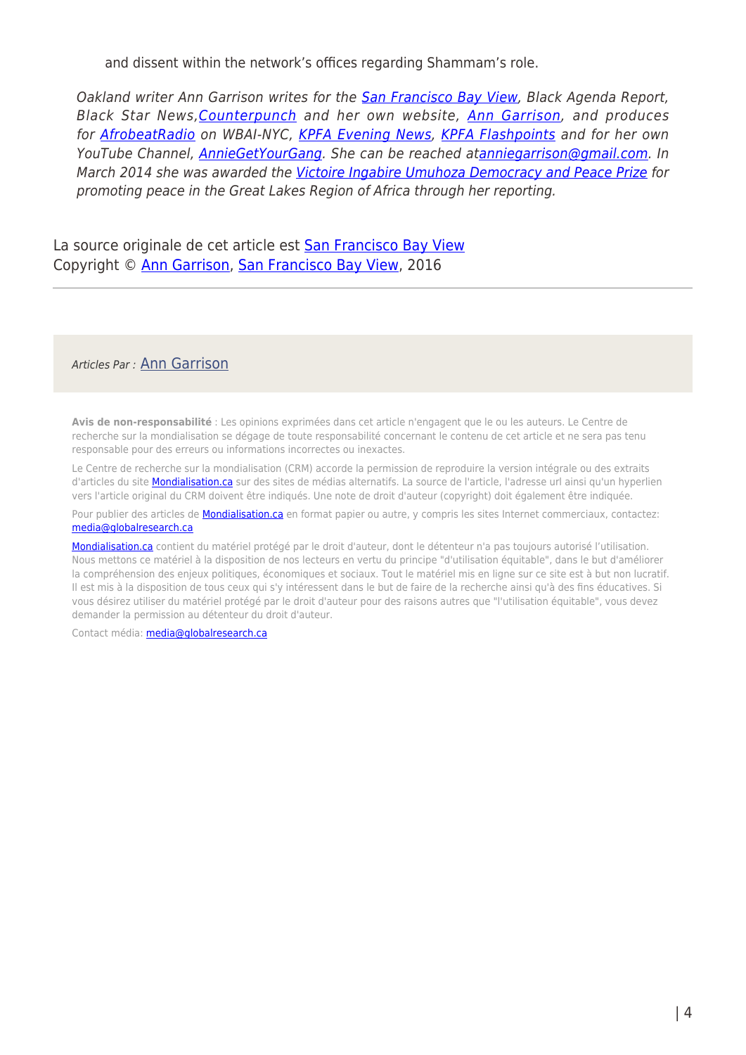and dissent within the network's offices regarding Shammam's role.

*Oakland writer Ann Garrison writes for the San Francisco Bay View, Black Agenda Report, Black Star News, Counterpunch and her own website, Ann Garrison, and produces for AfrobeatRadio on WBAI-NYC, KPFA Evening News, KPFA Flashpoints and for her own YouTube Channel, AnnieGetYourGang. She can be reached at anniegarrison@gmail.com. In March 2014 she was awarded the Victoire Ingabire Umuhoza Democracy and Peace Prize for promoting peace in the Great Lakes Region of Africa through her reporting.*

La source originale de cet article est San Francisco Bay View
Copyright © Ann Garrison, San Francisco Bay View, 2016

---

*Articles Par :* Ann Garrison

**Avis de non-responsabilité** : Les opinions exprimées dans cet article n'engagent que le ou les auteurs. Le Centre de recherche sur la mondialisation se dégage de toute responsabilité concernant le contenu de cet article et ne sera pas tenu responsable pour des erreurs ou informations incorrectes ou inexactes.

Le Centre de recherche sur la mondialisation (CRM) accorde la permission de reproduire la version intégrale ou des extraits d'articles du site Mondialisation.ca sur des sites de médias alternatifs. La source de l'article, l'adresse url ainsi qu'un hyperlien vers l'article original du CRM doivent être indiqués. Une note de droit d'auteur (copyright) doit également être indiquée.

Pour publier des articles de Mondialisation.ca en format papier ou autre, y compris les sites Internet commerciaux, contactez: media@globalresearch.ca

Mondialisation.ca contient du matériel protégé par le droit d'auteur, dont le détenteur n'a pas toujours autorisé l'utilisation. Nous mettons ce matériel à la disposition de nos lecteurs en vertu du principe "d'utilisation équitable", dans le but d'améliorer la compréhension des enjeux politiques, économiques et sociaux. Tout le matériel mis en ligne sur ce site est à but non lucratif. Il est mis à la disposition de tous ceux qui s'y intéressent dans le but de faire de la recherche ainsi qu'à des fins éducatives. Si vous désirez utiliser du matériel protégé par le droit d'auteur pour des raisons autres que "l'utilisation équitable", vous devez demander la permission au détenteur du droit d'auteur.

Contact média: media@globalresearch.ca